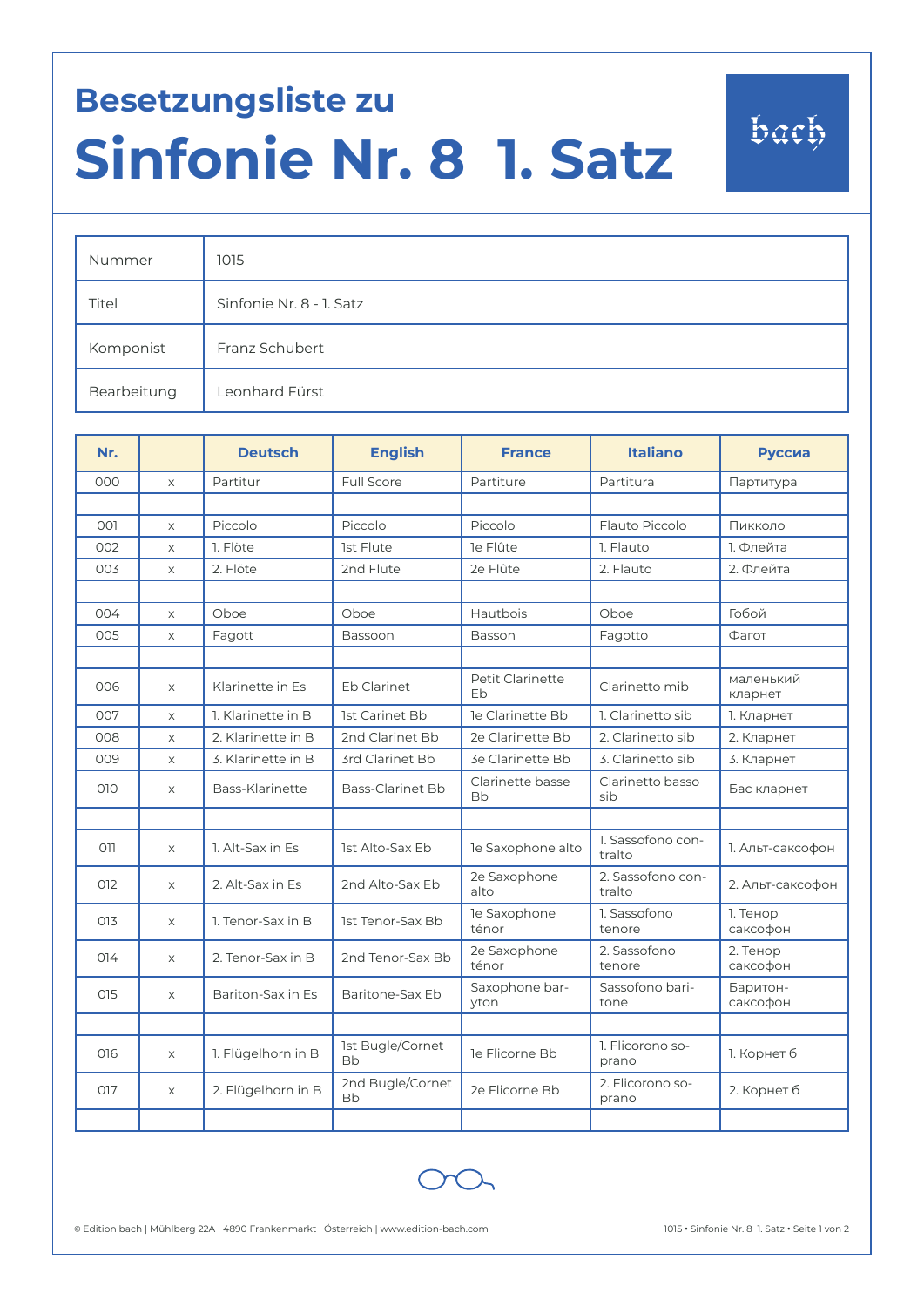# Besetzungsliste zu
# Sinfonie Nr. 8 1. Satz

| | |
|---|---|
| Nummer | 1015 |
| Titel | Sinfonie Nr. 8 - 1. Satz |
| Komponist | Franz Schubert |
| Bearbeitung | Leonhard Fürst |

| Nr. | | Deutsch | English | France | Italiano | Руссиа |
|---|---|---|---|---|---|---|
| 000 | x | Partitur | Full Score | Partiture | Partitura | Партитура |
| | | | | | | |
| 001 | x | Piccolo | Piccolo | Piccolo | Flauto Piccolo | Пикколо |
| 002 | x | 1. Flöte | 1st Flute | 1e Flûte | 1. Flauto | 1. Флейта |
| 003 | x | 2. Flöte | 2nd Flute | 2e Flûte | 2. Flauto | 2. Флейта |
| | | | | | | |
| 004 | x | Oboe | Oboe | Hautbois | Oboe | Гобой |
| 005 | x | Fagott | Bassoon | Basson | Fagotto | Фагот |
| | | | | | | |
| 006 | x | Klarinette in Es | Eb Clarinet | Petit Clarinette Eb | Clarinetto mib | маленький кларнет |
| 007 | x | 1. Klarinette in B | 1st Carinet Bb | 1e Clarinette Bb | 1. Clarinetto sib | 1. Кларнет |
| 008 | x | 2. Klarinette in B | 2nd Clarinet Bb | 2e Clarinette Bb | 2. Clarinetto sib | 2. Кларнет |
| 009 | x | 3. Klarinette in B | 3rd Clarinet Bb | 3e Clarinette Bb | 3. Clarinetto sib | 3. Кларнет |
| 010 | x | Bass-Klarinette | Bass-Clarinet Bb | Clarinette basse Bb | Clarinetto basso sib | Бас кларнет |
| | | | | | | |
| 011 | x | 1. Alt-Sax in Es | 1st Alto-Sax Eb | 1e Saxophone alto | 1. Sassofono contralto | 1. Альт-саксофон |
| 012 | x | 2. Alt-Sax in Es | 2nd Alto-Sax Eb | 2e Saxophone alto | 2. Sassofono contralto | 2. Альт-саксофон |
| 013 | x | 1. Tenor-Sax in B | 1st Tenor-Sax Bb | 1e Saxophone ténor | 1. Sassofono tenore | 1. Тенор саксофон |
| 014 | x | 2. Tenor-Sax in B | 2nd Tenor-Sax Bb | 2e Saxophone ténor | 2. Sassofono tenore | 2. Тенор саксофон |
| 015 | x | Bariton-Sax in Es | Baritone-Sax Eb | Saxophone baryton | Sassofono baritone | Баритон-саксофон |
| | | | | | | |
| 016 | x | 1. Flügelhorn in B | 1st Bugle/Cornet Bb | 1e Flicorne Bb | 1. Flicorono soprano | 1. Корнет б |
| 017 | x | 2. Flügelhorn in B | 2nd Bugle/Cornet Bb | 2e Flicorne Bb | 2. Flicorono soprano | 2. Корнет б |
| | | | | | | |

© Edition bach | Mühlberg 22A | 4890 Frankenmarkt | Österreich | www.edition-bach.com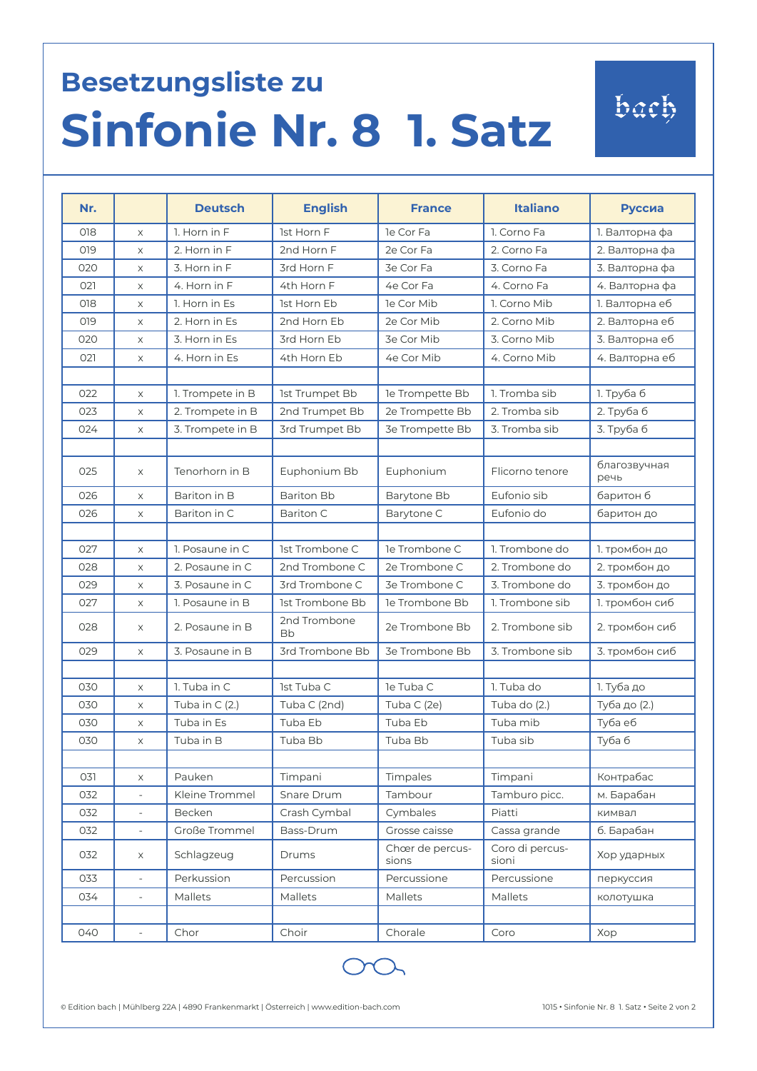# Besetzungsliste zu

# Sinfonie Nr. 8 1. Satz

| Nr. | | Deutsch | English | France | Italiano | Руссиа |
|---|---|---|---|---|---|---|
| 018 | x | 1. Horn in F | 1st Horn F | 1e Cor Fa | 1. Corno Fa | 1. Валторна фа |
| 019 | x | 2. Horn in F | 2nd Horn F | 2e Cor Fa | 2. Corno Fa | 2. Валторна фа |
| 020 | x | 3. Horn in F | 3rd Horn F | 3e Cor Fa | 3. Corno Fa | 3. Валторна фа |
| 021 | x | 4. Horn in F | 4th Horn F | 4e Cor Fa | 4. Corno Fa | 4. Валторна фа |
| 018 | x | 1. Horn in Es | 1st Horn Eb | 1e Cor Mib | 1. Corno Mib | 1. Валторна еб |
| 019 | x | 2. Horn in Es | 2nd Horn Eb | 2e Cor Mib | 2. Corno Mib | 2. Валторна еб |
| 020 | x | 3. Horn in Es | 3rd Horn Eb | 3e Cor Mib | 3. Corno Mib | 3. Валторна еб |
| 021 | x | 4. Horn in Es | 4th Horn Eb | 4e Cor Mib | 4. Corno Mib | 4. Валторна еб |
| | | | | | | |
| 022 | x | 1. Trompete in B | 1st Trumpet Bb | 1e Trompette Bb | 1. Tromba sib | 1. Труба б |
| 023 | x | 2. Trompete in B | 2nd Trumpet Bb | 2e Trompette Bb | 2. Tromba sib | 2. Труба б |
| 024 | x | 3. Trompete in B | 3rd Trumpet Bb | 3e Trompette Bb | 3. Tromba sib | 3. Труба б |
| | | | | | | |
| 025 | x | Tenorhorn in B | Euphonium Bb | Euphonium | Flicorno tenore | благозвучная речь |
| 026 | x | Bariton in B | Bariton Bb | Barytone Bb | Eufonio sib | баритон б |
| 026 | x | Bariton in C | Bariton C | Barytone C | Eufonio do | баритон до |
| | | | | | | |
| 027 | x | 1. Posaune in C | 1st Trombone C | 1e Trombone C | 1. Trombone do | 1. тромбон до |
| 028 | x | 2. Posaune in C | 2nd Trombone C | 2e Trombone C | 2. Trombone do | 2. тромбон до |
| 029 | x | 3. Posaune in C | 3rd Trombone C | 3e Trombone C | 3. Trombone do | 3. тромбон до |
| 027 | x | 1. Posaune in B | 1st Trombone Bb | 1e Trombone Bb | 1. Trombone sib | 1. тромбон сиб |
| 028 | x | 2. Posaune in B | 2nd Trombone Bb | 2e Trombone Bb | 2. Trombone sib | 2. тромбон сиб |
| 029 | x | 3. Posaune in B | 3rd Trombone Bb | 3e Trombone Bb | 3. Trombone sib | 3. тромбон сиб |
| | | | | | | |
| 030 | x | 1. Tuba in C | 1st Tuba C | 1e Tuba C | 1. Tuba do | 1. Туба до |
| 030 | x | Tuba in C (2.) | Tuba C (2nd) | Tuba C (2e) | Tuba do (2.) | Туба до (2.) |
| 030 | x | Tuba in Es | Tuba Eb | Tuba Eb | Tuba mib | Туба еб |
| 030 | x | Tuba in B | Tuba Bb | Tuba Bb | Tuba sib | Туба б |
| | | | | | | |
| 031 | x | Pauken | Timpani | Timpales | Timpani | Контрабас |
| 032 | - | Kleine Trommel | Snare Drum | Tambour | Tamburo picc. | м. Барабан |
| 032 | - | Becken | Crash Cymbal | Cymbales | Piatti | кимвал |
| 032 | - | Große Trommel | Bass-Drum | Grosse caisse | Cassa grande | б. Барабан |
| 032 | x | Schlagzeug | Drums | Chœr de percussions | Coro di percussioni | Хор ударных |
| 033 | - | Perkussion | Percussion | Percussione | Percussione | перкуссия |
| 034 | - | Mallets | Mallets | Mallets | Mallets | колотушка |
| | | | | | | |
| 040 | - | Chor | Choir | Chorale | Coro | Хор |

© Edition bach | Mühlberg 22A | 4890 Frankenmarkt | Österreich | www.edition-bach.com